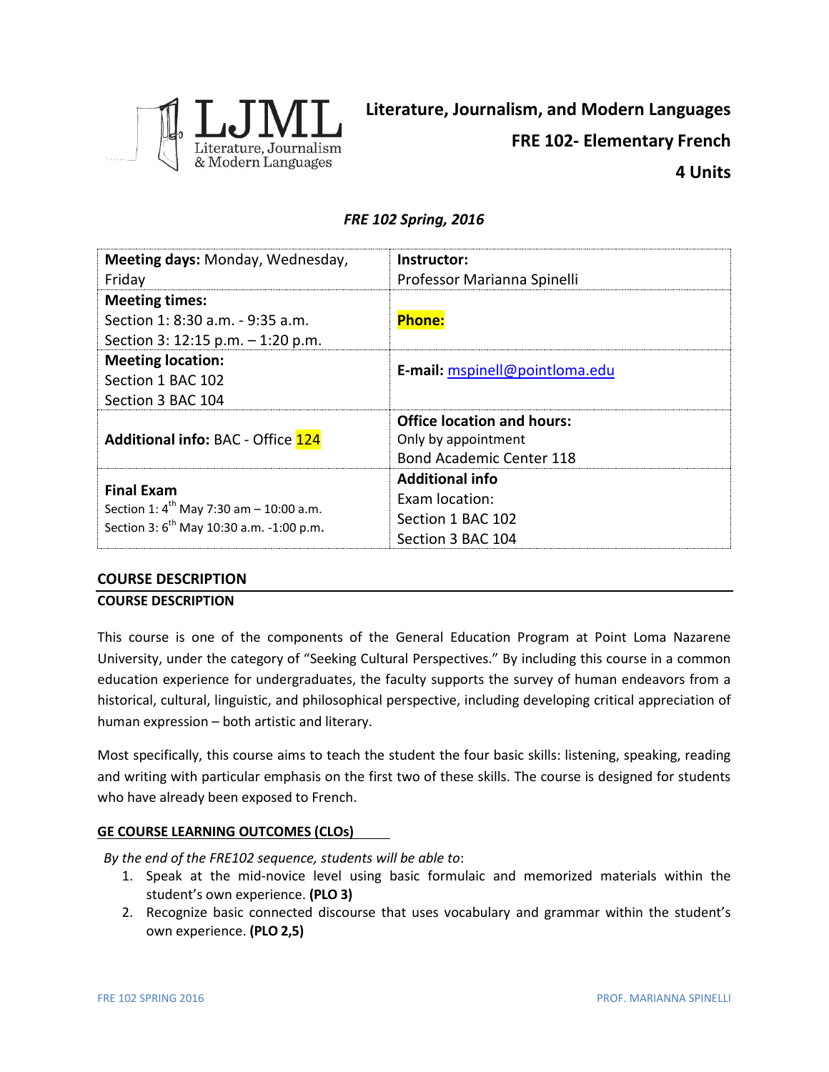# Literature, Journalism, and Modern Languages

## FRE 102- Elementary French

## 4 Units

*FRE 102 Spring, 2016*

| **Meeting days:** Monday, Wednesday, Friday | **Instructor:** Professor Marianna Spinelli |
|---|---|
| **Meeting times:** Section 1: 8:30 a.m. - 9:35 a.m. Section 3: 12:15 p.m. – 1:20 p.m. | **Phone:** |
| **Meeting location:** Section 1 BAC 102 Section 3 BAC 104 | **E-mail:** mspinell@pointloma.edu |
| **Additional info:** BAC - Office 124 | **Office location and hours:** Only by appointment Bond Academic Center 118 |
| **Final Exam** Section 1: 4th May 7:30 am – 10:00 a.m. Section 3: 6th May 10:30 a.m. -1:00 p.m. | **Additional info** Exam location: Section 1 BAC 102 Section 3 BAC 104 |

## COURSE DESCRIPTION

**COURSE DESCRIPTION**

This course is one of the components of the General Education Program at Point Loma Nazarene University, under the category of "Seeking Cultural Perspectives." By including this course in a common education experience for undergraduates, the faculty supports the survey of human endeavors from a historical, cultural, linguistic, and philosophical perspective, including developing critical appreciation of human expression – both artistic and literary.

Most specifically, this course aims to teach the student the four basic skills: listening, speaking, reading and writing with particular emphasis on the first two of these skills. The course is designed for students who have already been exposed to French.

**GE COURSE LEARNING OUTCOMES (CLOs)**

*By the end of the FRE102 sequence, students will be able to*:

1. Speak at the mid-novice level using basic formulaic and memorized materials within the student's own experience. **(PLO 3)**
2. Recognize basic connected discourse that uses vocabulary and grammar within the student's own experience. **(PLO 2,5)**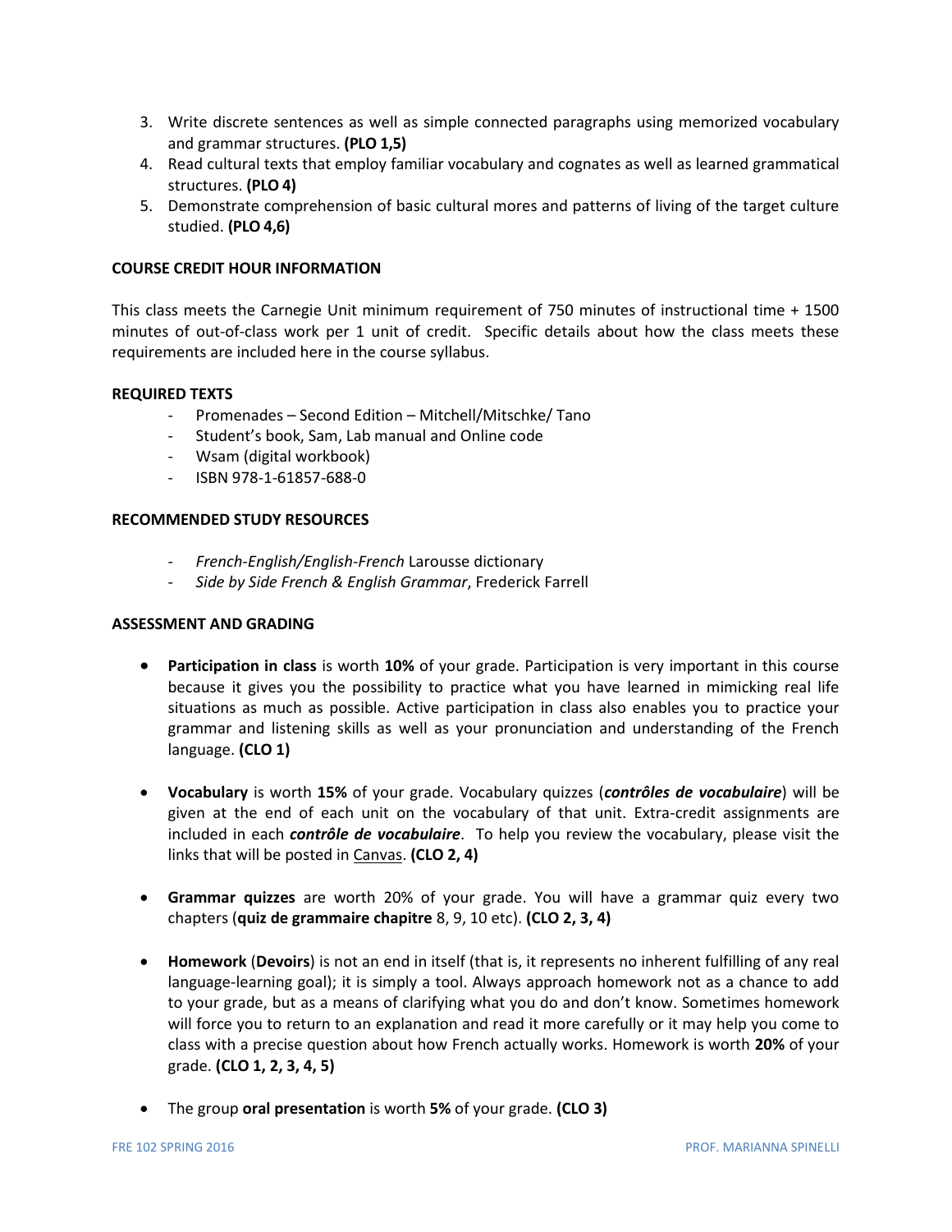3. Write discrete sentences as well as simple connected paragraphs using memorized vocabulary and grammar structures. **(PLO 1,5)**
4. Read cultural texts that employ familiar vocabulary and cognates as well as learned grammatical structures. **(PLO 4)**
5. Demonstrate comprehension of basic cultural mores and patterns of living of the target culture studied. **(PLO 4,6)**

**COURSE CREDIT HOUR INFORMATION**

This class meets the Carnegie Unit minimum requirement of 750 minutes of instructional time + 1500 minutes of out-of-class work per 1 unit of credit. Specific details about how the class meets these requirements are included here in the course syllabus.

**REQUIRED TEXTS**

- Promenades – Second Edition – Mitchell/Mitschke/ Tano
- Student's book, Sam, Lab manual and Online code
- Wsam (digital workbook)
- ISBN 978-1-61857-688-0

**RECOMMENDED STUDY RESOURCES**

- *French-English/English-French* Larousse dictionary
- *Side by Side French & English Grammar*, Frederick Farrell

**ASSESSMENT AND GRADING**

- **Participation in class** is worth **10%** of your grade. Participation is very important in this course because it gives you the possibility to practice what you have learned in mimicking real life situations as much as possible. Active participation in class also enables you to practice your grammar and listening skills as well as your pronunciation and understanding of the French language. **(CLO 1)**

- **Vocabulary** is worth **15%** of your grade. Vocabulary quizzes (***contrôles de vocabulaire***) will be given at the end of each unit on the vocabulary of that unit. Extra-credit assignments are included in each ***contrôle de vocabulaire***. To help you review the vocabulary, please visit the links that will be posted in Canvas. **(CLO 2, 4)**

- **Grammar quizzes** are worth 20% of your grade. You will have a grammar quiz every two chapters (**quiz de grammaire chapitre** 8, 9, 10 etc). **(CLO 2, 3, 4)**

- **Homework** (**Devoirs**) is not an end in itself (that is, it represents no inherent fulfilling of any real language-learning goal); it is simply a tool. Always approach homework not as a chance to add to your grade, but as a means of clarifying what you do and don't know. Sometimes homework will force you to return to an explanation and read it more carefully or it may help you come to class with a precise question about how French actually works. Homework is worth **20%** of your grade. **(CLO 1, 2, 3, 4, 5)**

- The group **oral presentation** is worth **5%** of your grade. **(CLO 3)**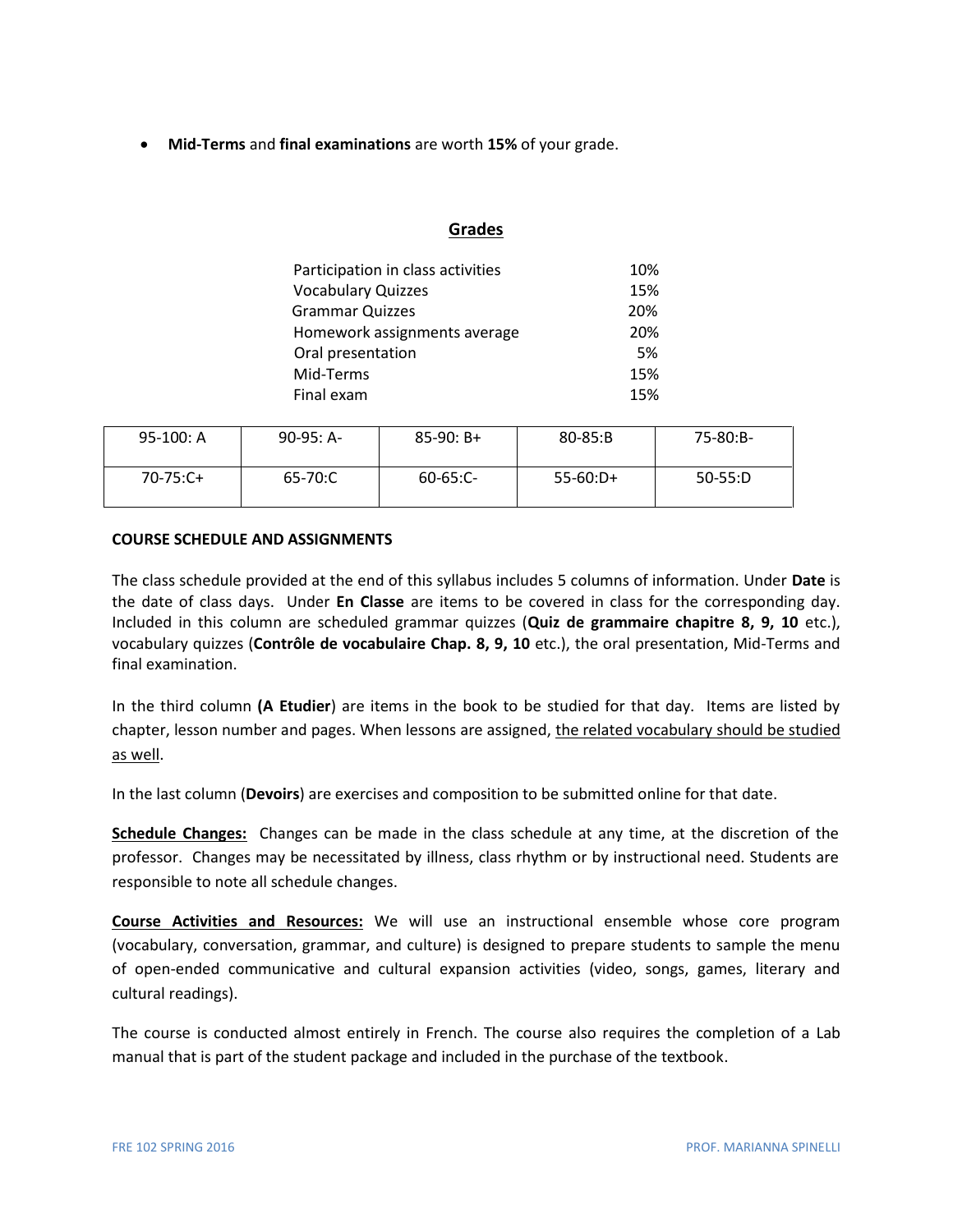- **Mid-Terms** and **final examinations** are worth **15%** of your grade.

## Grades

| | |
|---|---|
| Participation in class activities | 10% |
| Vocabulary Quizzes | 15% |
| Grammar Quizzes | 20% |
| Homework assignments average | 20% |
| Oral presentation | 5% |
| Mid-Terms | 15% |
| Final exam | 15% |

| | | | | |
|---|---|---|---|---|
| 95-100: A | 90-95: A- | 85-90: B+ | 80-85:B | 75-80:B- |
| 70-75:C+ | 65-70:C | 60-65:C- | 55-60:D+ | 50-55:D |

**COURSE SCHEDULE AND ASSIGNMENTS**

The class schedule provided at the end of this syllabus includes 5 columns of information. Under **Date** is the date of class days. Under **En Classe** are items to be covered in class for the corresponding day. Included in this column are scheduled grammar quizzes (**Quiz de grammaire chapitre 8, 9, 10** etc.), vocabulary quizzes (**Contrôle de vocabulaire Chap. 8, 9, 10** etc.), the oral presentation, Mid-Terms and final examination.

In the third column **(A Etudier**) are items in the book to be studied for that day. Items are listed by chapter, lesson number and pages. When lessons are assigned, <u>the related vocabulary should be studied as well</u>.

In the last column (**Devoirs**) are exercises and composition to be submitted online for that date.

**<u>Schedule Changes:</u>** Changes can be made in the class schedule at any time, at the discretion of the professor. Changes may be necessitated by illness, class rhythm or by instructional need. Students are responsible to note all schedule changes.

**<u>Course Activities and Resources:</u>** We will use an instructional ensemble whose core program (vocabulary, conversation, grammar, and culture) is designed to prepare students to sample the menu of open-ended communicative and cultural expansion activities (video, songs, games, literary and cultural readings).

The course is conducted almost entirely in French. The course also requires the completion of a Lab manual that is part of the student package and included in the purchase of the textbook.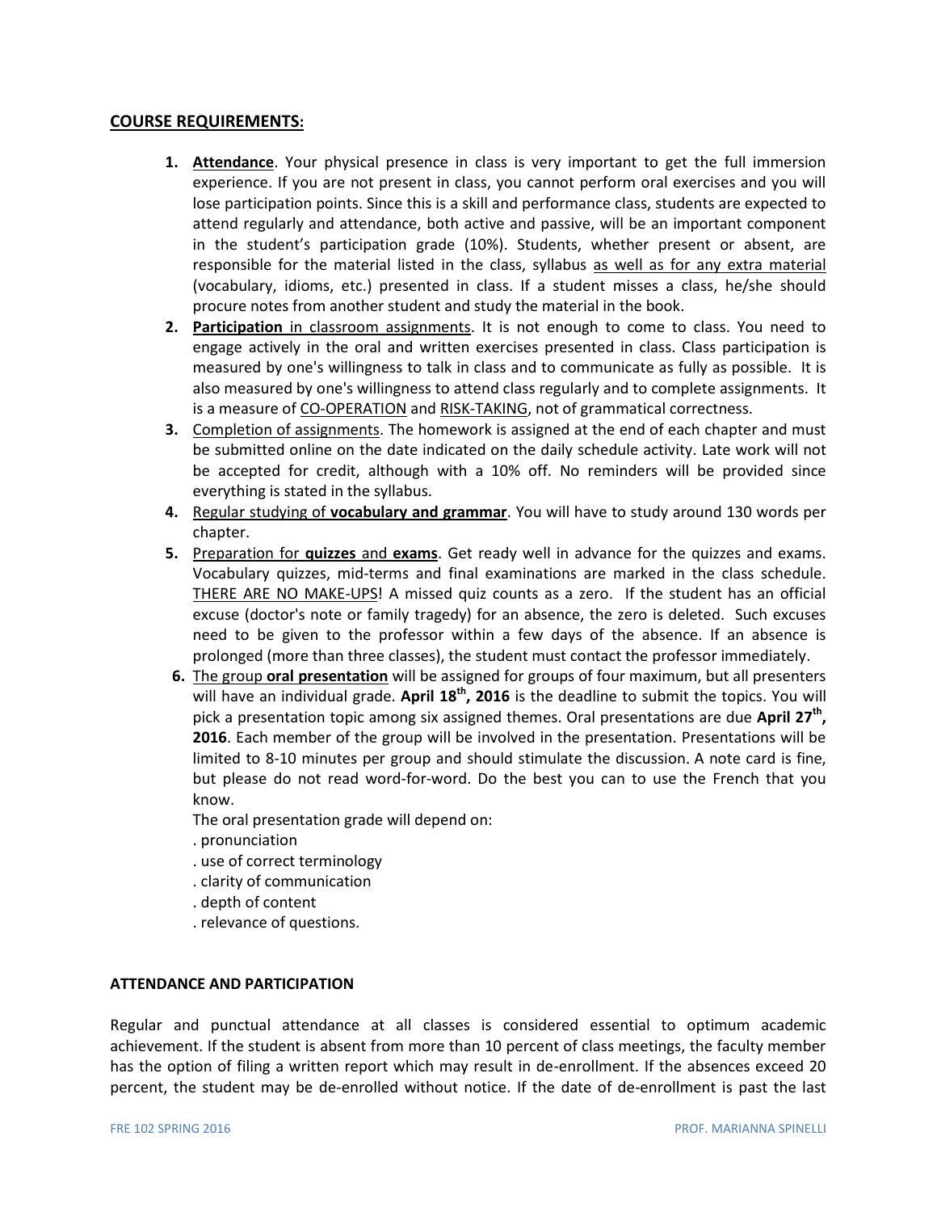## COURSE REQUIREMENTS:

1. **Attendance**. Your physical presence in class is very important to get the full immersion experience. If you are not present in class, you cannot perform oral exercises and you will lose participation points. Since this is a skill and performance class, students are expected to attend regularly and attendance, both active and passive, will be an important component in the student's participation grade (10%). Students, whether present or absent, are responsible for the material listed in the class, syllabus as well as for any extra material (vocabulary, idioms, etc.) presented in class. If a student misses a class, he/she should procure notes from another student and study the material in the book.
2. **Participation** in classroom assignments. It is not enough to come to class. You need to engage actively in the oral and written exercises presented in class. Class participation is measured by one's willingness to talk in class and to communicate as fully as possible. It is also measured by one's willingness to attend class regularly and to complete assignments. It is a measure of CO-OPERATION and RISK-TAKING, not of grammatical correctness.
3. Completion of assignments. The homework is assigned at the end of each chapter and must be submitted online on the date indicated on the daily schedule activity. Late work will not be accepted for credit, although with a 10% off. No reminders will be provided since everything is stated in the syllabus.
4. Regular studying of **vocabulary and grammar**. You will have to study around 130 words per chapter.
5. Preparation for **quizzes** and **exams**. Get ready well in advance for the quizzes and exams. Vocabulary quizzes, mid-terms and final examinations are marked in the class schedule. THERE ARE NO MAKE-UPS! A missed quiz counts as a zero. If the student has an official excuse (doctor's note or family tragedy) for an absence, the zero is deleted. Such excuses need to be given to the professor within a few days of the absence. If an absence is prolonged (more than three classes), the student must contact the professor immediately.
6. The group **oral presentation** will be assigned for groups of four maximum, but all presenters will have an individual grade. **April 18th, 2016** is the deadline to submit the topics. You will pick a presentation topic among six assigned themes. Oral presentations are due **April 27th, 2016**. Each member of the group will be involved in the presentation. Presentations will be limited to 8-10 minutes per group and should stimulate the discussion. A note card is fine, but please do not read word-for-word. Do the best you can to use the French that you know.

   The oral presentation grade will depend on:
   . pronunciation
   . use of correct terminology
   . clarity of communication
   . depth of content
   . relevance of questions.

### ATTENDANCE AND PARTICIPATION

Regular and punctual attendance at all classes is considered essential to optimum academic achievement. If the student is absent from more than 10 percent of class meetings, the faculty member has the option of filing a written report which may result in de-enrollment. If the absences exceed 20 percent, the student may be de-enrolled without notice. If the date of de-enrollment is past the last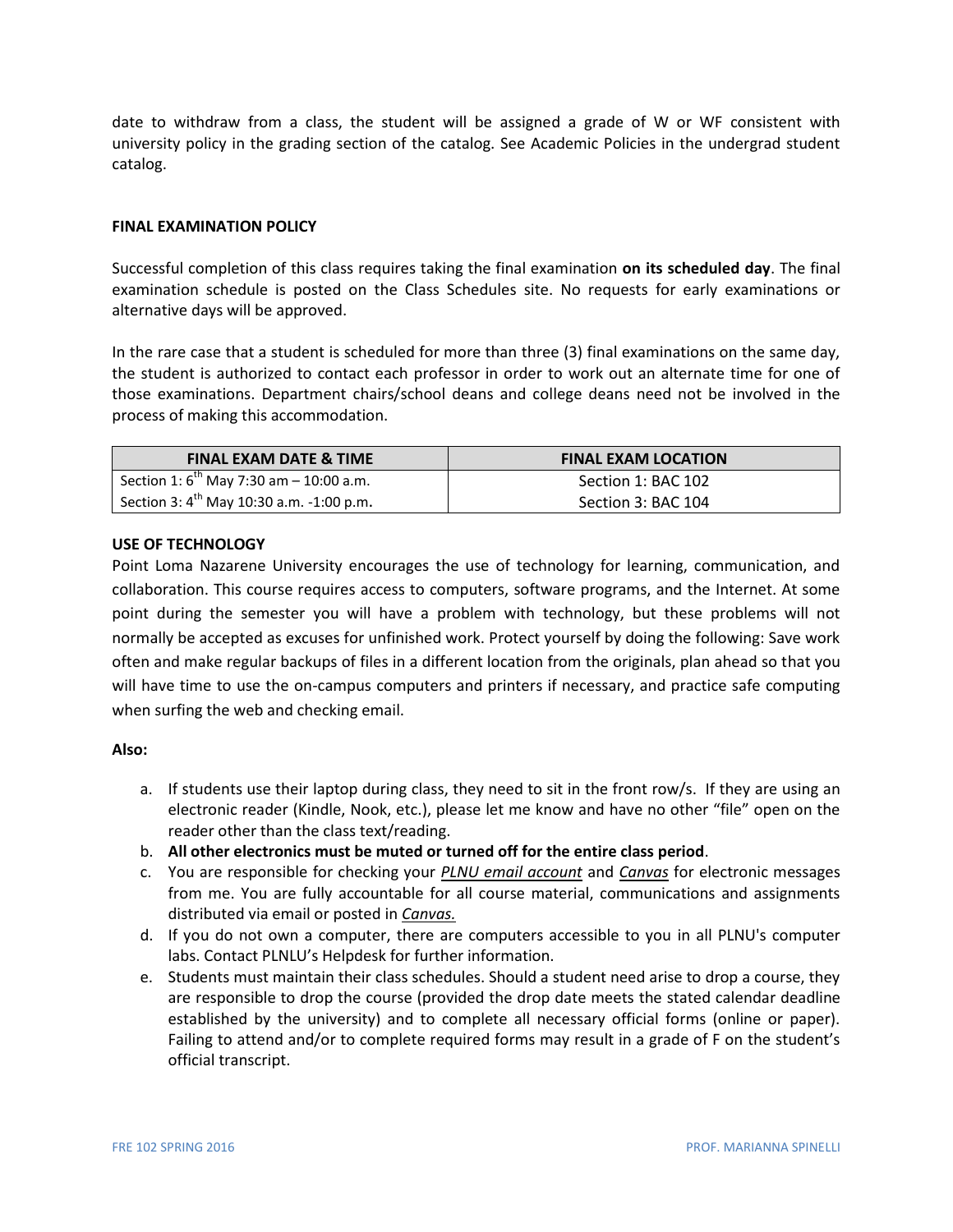date to withdraw from a class, the student will be assigned a grade of W or WF consistent with university policy in the grading section of the catalog. See Academic Policies in the undergrad student catalog.

**FINAL EXAMINATION POLICY**

Successful completion of this class requires taking the final examination **on its scheduled day**. The final examination schedule is posted on the Class Schedules site. No requests for early examinations or alternative days will be approved.

In the rare case that a student is scheduled for more than three (3) final examinations on the same day, the student is authorized to contact each professor in order to work out an alternate time for one of those examinations. Department chairs/school deans and college deans need not be involved in the process of making this accommodation.

| FINAL EXAM DATE & TIME | FINAL EXAM LOCATION |
|---|---|
| Section 1: 6th May 7:30 am – 10:00 a.m.<br>Section 3: 4th May 10:30 a.m. -1:00 p.m. | Section 1: BAC 102<br>Section 3: BAC 104 |

**USE OF TECHNOLOGY**

Point Loma Nazarene University encourages the use of technology for learning, communication, and collaboration. This course requires access to computers, software programs, and the Internet. At some point during the semester you will have a problem with technology, but these problems will not normally be accepted as excuses for unfinished work. Protect yourself by doing the following: Save work often and make regular backups of files in a different location from the originals, plan ahead so that you will have time to use the on-campus computers and printers if necessary, and practice safe computing when surfing the web and checking email.

**Also:**

a. If students use their laptop during class, they need to sit in the front row/s. If they are using an electronic reader (Kindle, Nook, etc.), please let me know and have no other "file" open on the reader other than the class text/reading.
b. **All other electronics must be muted or turned off for the entire class period**.
c. You are responsible for checking your *PLNU email account* and *Canvas* for electronic messages from me. You are fully accountable for all course material, communications and assignments distributed via email or posted in ***Canvas.***
d. If you do not own a computer, there are computers accessible to you in all PLNU's computer labs. Contact PLNLU's Helpdesk for further information.
e. Students must maintain their class schedules. Should a student need arise to drop a course, they are responsible to drop the course (provided the drop date meets the stated calendar deadline established by the university) and to complete all necessary official forms (online or paper). Failing to attend and/or to complete required forms may result in a grade of F on the student's official transcript.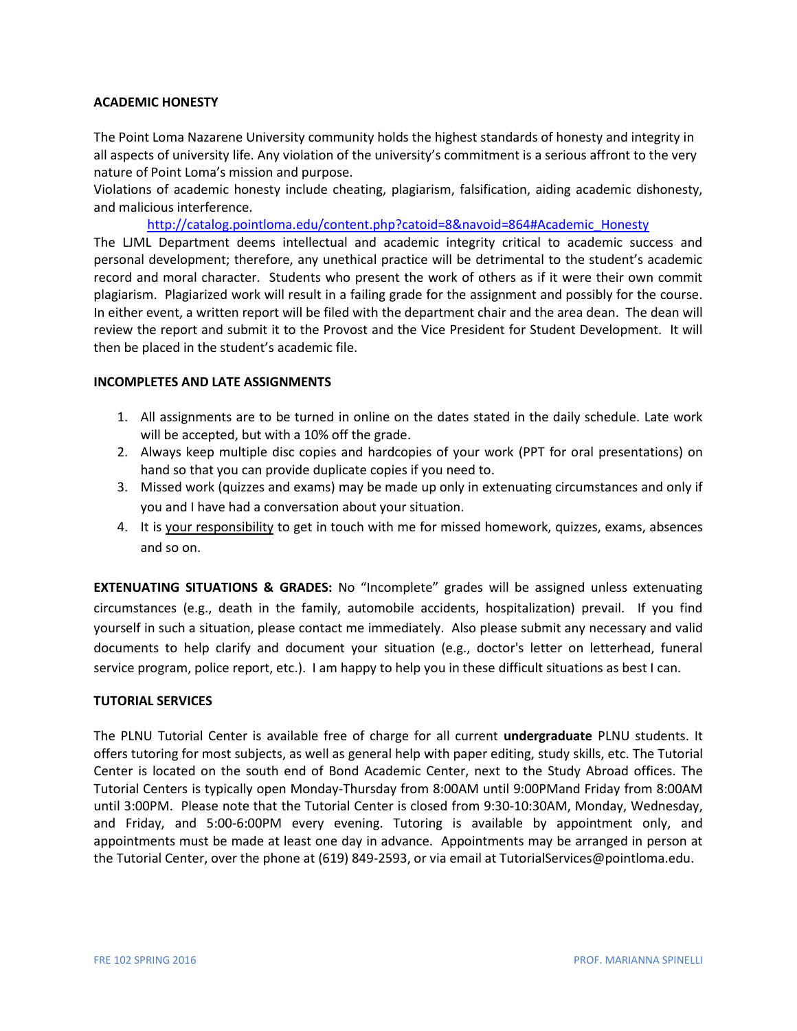**ACADEMIC HONESTY**

The Point Loma Nazarene University community holds the highest standards of honesty and integrity in all aspects of university life. Any violation of the university's commitment is a serious affront to the very nature of Point Loma's mission and purpose.

Violations of academic honesty include cheating, plagiarism, falsification, aiding academic dishonesty, and malicious interference.

http://catalog.pointloma.edu/content.php?catoid=8&navoid=864#Academic_Honesty

The LJML Department deems intellectual and academic integrity critical to academic success and personal development; therefore, any unethical practice will be detrimental to the student's academic record and moral character. Students who present the work of others as if it were their own commit plagiarism. Plagiarized work will result in a failing grade for the assignment and possibly for the course. In either event, a written report will be filed with the department chair and the area dean. The dean will review the report and submit it to the Provost and the Vice President for Student Development. It will then be placed in the student's academic file.

**INCOMPLETES AND LATE ASSIGNMENTS**

1. All assignments are to be turned in online on the dates stated in the daily schedule. Late work will be accepted, but with a 10% off the grade.
2. Always keep multiple disc copies and hardcopies of your work (PPT for oral presentations) on hand so that you can provide duplicate copies if you need to.
3. Missed work (quizzes and exams) may be made up only in extenuating circumstances and only if you and I have had a conversation about your situation.
4. It is your responsibility to get in touch with me for missed homework, quizzes, exams, absences and so on.

**EXTENUATING SITUATIONS & GRADES:** No "Incomplete" grades will be assigned unless extenuating circumstances (e.g., death in the family, automobile accidents, hospitalization) prevail. If you find yourself in such a situation, please contact me immediately. Also please submit any necessary and valid documents to help clarify and document your situation (e.g., doctor's letter on letterhead, funeral service program, police report, etc.). I am happy to help you in these difficult situations as best I can.

**TUTORIAL SERVICES**

The PLNU Tutorial Center is available free of charge for all current **undergraduate** PLNU students. It offers tutoring for most subjects, as well as general help with paper editing, study skills, etc. The Tutorial Center is located on the south end of Bond Academic Center, next to the Study Abroad offices. The Tutorial Centers is typically open Monday-Thursday from 8:00AM until 9:00PMand Friday from 8:00AM until 3:00PM. Please note that the Tutorial Center is closed from 9:30-10:30AM, Monday, Wednesday, and Friday, and 5:00-6:00PM every evening. Tutoring is available by appointment only, and appointments must be made at least one day in advance. Appointments may be arranged in person at the Tutorial Center, over the phone at (619) 849-2593, or via email at TutorialServices@pointloma.edu.